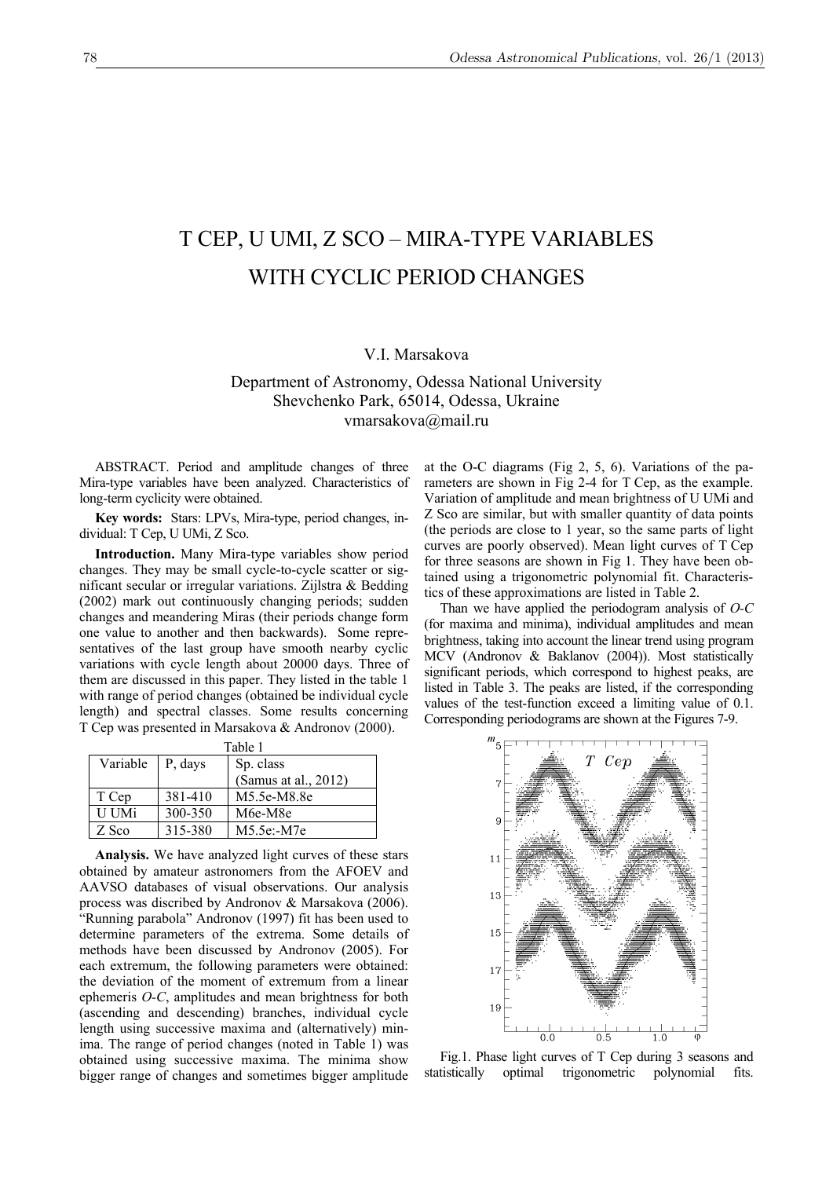# T CEP, U UMI, Z SCO – MIRA-TYPE VARIABLES WITH CYCLIC PERIOD CHANGES

V.I. Marsakova

Department of Astronomy, Odessa National University
Shevchenko Park, 65014, Odessa, Ukraine
vmarsakova@mail.ru

ABSTRACT. Period and amplitude changes of three Mira-type variables have been analyzed. Characteristics of long-term cyclicity were obtained.

**Key words:** Stars: LPVs, Mira-type, period changes, individual: T Cep, U UMi, Z Sco.

**Introduction.** Many Mira-type variables show period changes. They may be small cycle-to-cycle scatter or significant secular or irregular variations. Zijlstra & Bedding (2002) mark out continuously changing periods; sudden changes and meandering Miras (their periods change form one value to another and then backwards). Some representatives of the last group have smooth nearby cyclic variations with cycle length about 20000 days. Three of them are discussed in this paper. They listed in the table 1 with range of period changes (obtained be individual cycle length) and spectral classes. Some results concerning T Cep was presented in Marsakova & Andronov (2000).

Table 1

| Variable | P, days | Sp. class (Samus at al., 2012) |
|---|---|---|
| T Cep | 381-410 | M5.5e-M8.8e |
| U UMi | 300-350 | M6e-M8e |
| Z Sco | 315-380 | M5.5e:-M7e |

**Analysis.** We have analyzed light curves of these stars obtained by amateur astronomers from the AFOEV and AAVSO databases of visual observations. Our analysis process was discribed by Andronov & Marsakova (2006). "Running parabola" Andronov (1997) fit has been used to determine parameters of the extrema. Some details of methods have been discussed by Andronov (2005). For each extremum, the following parameters were obtained: the deviation of the moment of extremum from a linear ephemeris *O-C*, amplitudes and mean brightness for both (ascending and descending) branches, individual cycle length using successive maxima and (alternatively) minima. The range of period changes (noted in Table 1) was obtained using successive maxima. The minima show bigger range of changes and sometimes bigger amplitude at the O-C diagrams (Fig 2, 5, 6). Variations of the parameters are shown in Fig 2-4 for T Cep, as the example. Variation of amplitude and mean brightness of U UMi and Z Sco are similar, but with smaller quantity of data points (the periods are close to 1 year, so the same parts of light curves are poorly observed). Mean light curves of T Cep for three seasons are shown in Fig 1. They have been obtained using a trigonometric polynomial fit. Characteristics of these approximations are listed in Table 2.

Than we have applied the periodogram analysis of *O-C* (for maxima and minima), individual amplitudes and mean brightness, taking into account the linear trend using program MCV (Andronov & Baklanov (2004)). Most statistically significant periods, which correspond to highest peaks, are listed in Table 3. The peaks are listed, if the corresponding values of the test-function exceed a limiting value of 0.1. Corresponding periodograms are shown at the Figures 7-9.

Fig.1. Phase light curves of T Cep during 3 seasons and statistically optimal trigonometric polynomial fits.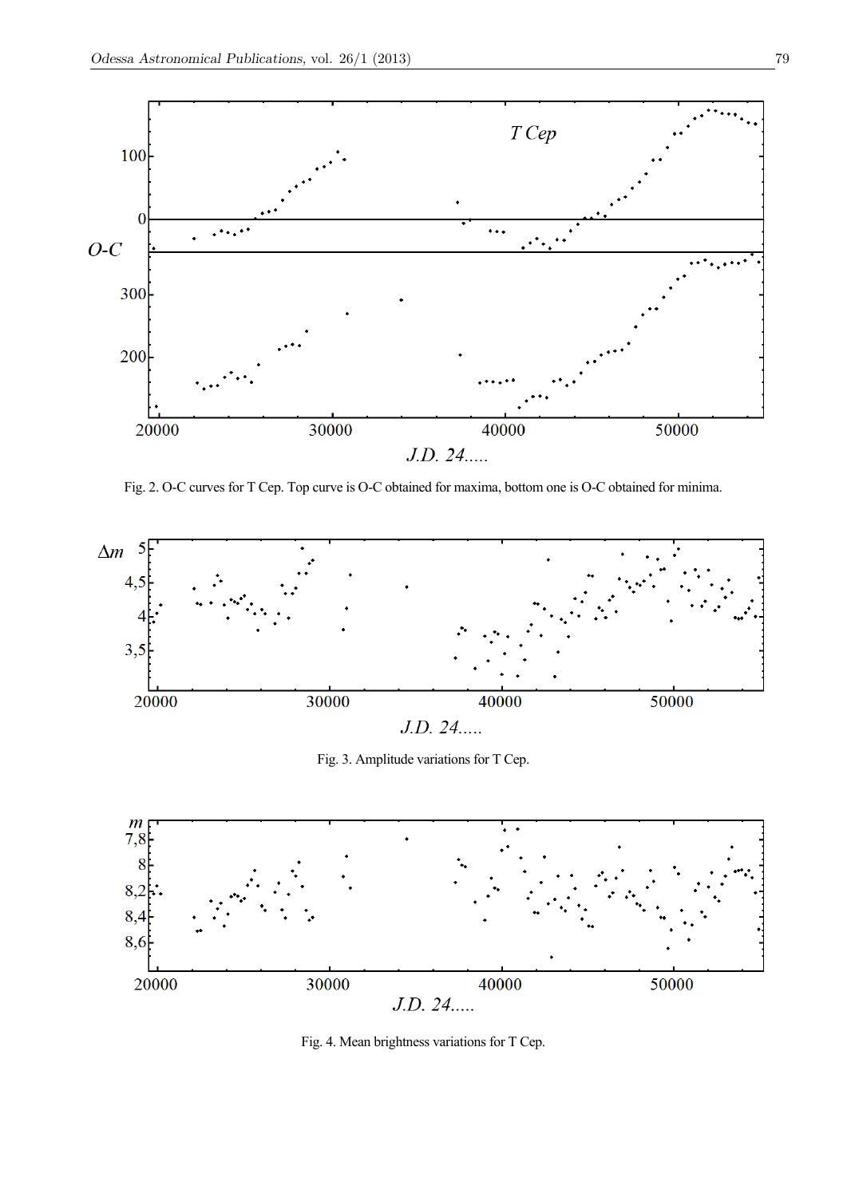Fig. 2. O-C curves for T Cep. Top curve is O-C obtained for maxima, bottom one is O-C obtained for minima.

Fig. 3. Amplitude variations for T Cep.

Fig. 4. Mean brightness variations for T Cep.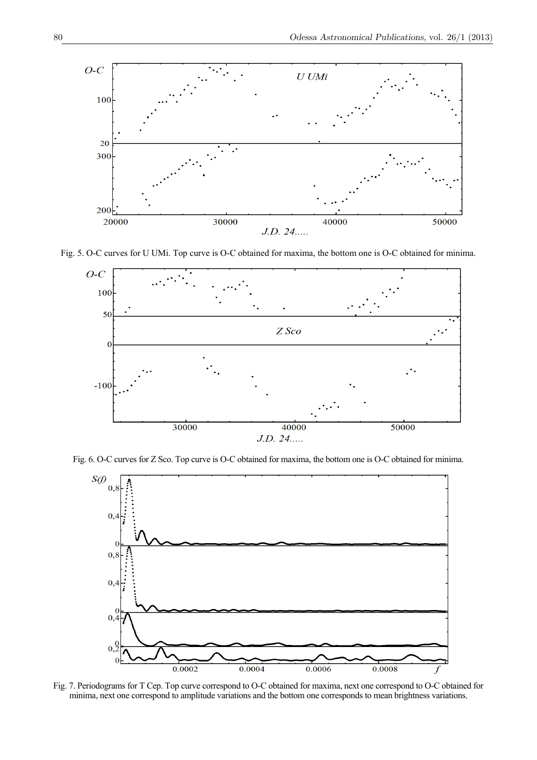Fig. 5. O-C curves for U UMi. Top curve is O-C obtained for maxima, the bottom one is O-C obtained for minima.

Fig. 6. O-C curves for Z Sco. Top curve is O-C obtained for maxima, the bottom one is O-C obtained for minima.

Fig. 7. Periodograms for T Cep. Top curve correspond to O-C obtained for maxima, next one correspond to O-C obtained for minima, next one correspond to amplitude variations and the bottom one corresponds to mean brightness variations.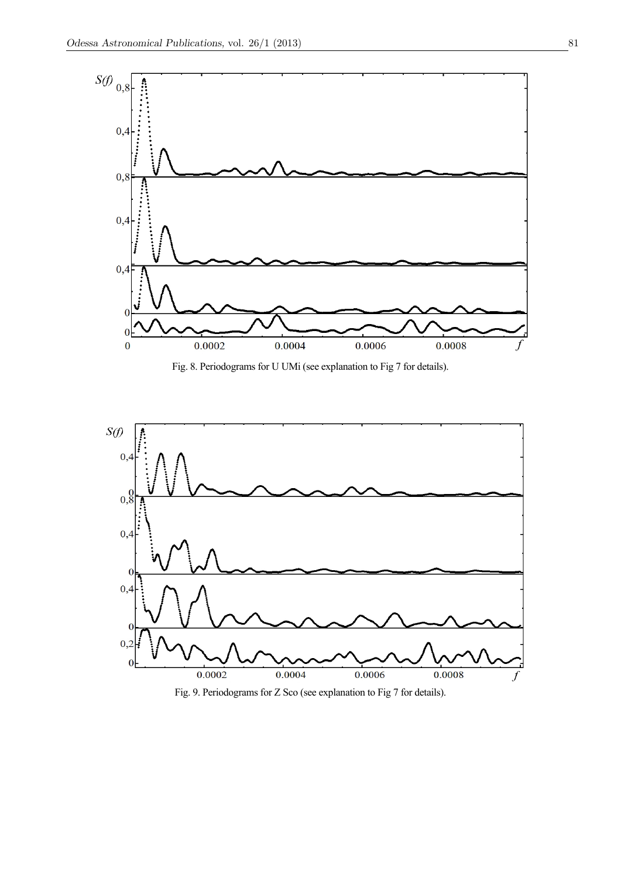Fig. 8. Periodograms for U UMi (see explanation to Fig 7 for details).

Fig. 9. Periodograms for Z Sco (see explanation to Fig 7 for details).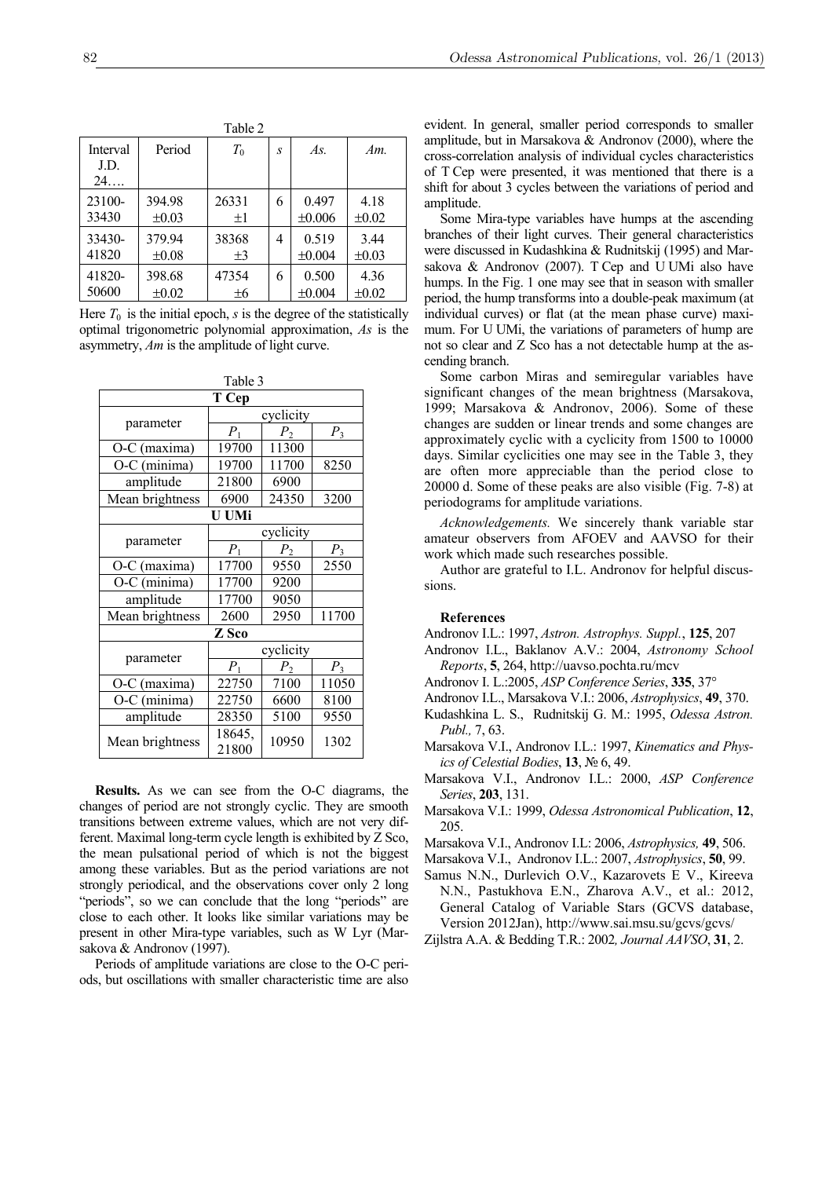Table 2

| Interval J.D. 24…. | Period | $T_0$ | $s$ | *As.* | *Am.* |
|---|---|---|---|---|---|
| 23100-33430 | 394.98 ±0.03 | 26331 ±1 | 6 | 0.497 ±0.006 | 4.18 ±0.02 |
| 33430-41820 | 379.94 ±0.08 | 38368 ±3 | 4 | 0.519 ±0.004 | 3.44 ±0.03 |
| 41820-50600 | 398.68 ±0.02 | 47354 ±6 | 6 | 0.500 ±0.004 | 4.36 ±0.02 |

Here $T_0$ is the initial epoch, $s$ is the degree of the statistically optimal trigonometric polynomial approximation, *As* is the asymmetry, *Am* is the amplitude of light curve.

Table 3

| parameter | cyclicity | | |
|---|---|---|---|
| | $P_1$ | $P_2$ | $P_3$ |
| **T Cep** | | | |
| O-C (maxima) | 19700 | 11300 | |
| O-C (minima) | 19700 | 11700 | 8250 |
| amplitude | 21800 | 6900 | |
| Mean brightness | 6900 | 24350 | 3200 |
| **U UMi** | | | |
| O-C (maxima) | 17700 | 9550 | 2550 |
| O-C (minima) | 17700 | 9200 | |
| amplitude | 17700 | 9050 | |
| Mean brightness | 2600 | 2950 | 11700 |
| **Z Sco** | | | |
| O-C (maxima) | 22750 | 7100 | 11050 |
| O-C (minima) | 22750 | 6600 | 8100 |
| amplitude | 28350 | 5100 | 9550 |
| Mean brightness | 18645, 21800 | 10950 | 1302 |

**Results.** As we can see from the O-C diagrams, the changes of period are not strongly cyclic. They are smooth transitions between extreme values, which are not very different. Maximal long-term cycle length is exhibited by Z Sco, the mean pulsational period of which is not the biggest among these variables. But as the period variations are not strongly periodical, and the observations cover only 2 long "periods", so we can conclude that the long "periods" are close to each other. It looks like similar variations may be present in other Mira-type variables, such as W Lyr (Marsakova & Andronov (1997).

Periods of amplitude variations are close to the O-C periods, but oscillations with smaller characteristic time are also evident. In general, smaller period corresponds to smaller amplitude, but in Marsakova & Andronov (2000), where the cross-correlation analysis of individual cycles characteristics of T Cep were presented, it was mentioned that there is a shift for about 3 cycles between the variations of period and amplitude.

Some Mira-type variables have humps at the ascending branches of their light curves. Their general characteristics were discussed in Kudashkina & Rudnitskij (1995) and Marsakova & Andronov (2007). T Cep and U UMi also have humps. In the Fig. 1 one may see that in season with smaller period, the hump transforms into a double-peak maximum (at individual curves) or flat (at the mean phase curve) maximum. For U UMi, the variations of parameters of hump are not so clear and Z Sco has a not detectable hump at the ascending branch.

Some carbon Miras and semiregular variables have significant changes of the mean brightness (Marsakova, 1999; Marsakova & Andronov, 2006). Some of these changes are sudden or linear trends and some changes are approximately cyclic with a cyclicity from 1500 to 10000 days. Similar cyclicities one may see in the Table 3, they are often more appreciable than the period close to 20000 d. Some of these peaks are also visible (Fig. 7-8) at periodograms for amplitude variations.

*Acknowledgements.* We sincerely thank variable star amateur observers from AFOEV and AAVSO for their work which made such researches possible.

Author are grateful to I.L. Andronov for helpful discussions.

**References**

Andronov I.L.: 1997, *Astron. Astrophys. Suppl.*, **125**, 207

Andronov I.L., Baklanov A.V.: 2004, *Astronomy School Reports*, **5**, 264, http://uavso.pochta.ru/mcv

Andronov I. L.:2005, *ASP Conference Series*, **335**, 37°

Andronov I.L., Marsakova V.I.: 2006, *Astrophysics*, **49**, 370.

Kudashkina L. S., Rudnitskij G. M.: 1995, *Odessa Astron. Publ.,* 7, 63.

Marsakova V.I., Andronov I.L.: 1997, *Kinematics and Physics of Celestial Bodies*, **13**, № 6, 49.

Marsakova V.I., Andronov I.L.: 2000, *ASP Conference Series*, **203**, 131.

Marsakova V.I.: 1999, *Odessa Astronomical Publication*, **12**, 205.

Marsakova V.I., Andronov I.L: 2006, *Astrophysics,* **49**, 506.

Marsakova V.I., Andronov I.L.: 2007, *Astrophysics*, **50**, 99.

Samus N.N., Durlevich O.V., Kazarovets E V., Kireeva N.N., Pastukhova E.N., Zharova A.V., et al.: 2012, General Catalog of Variable Stars (GCVS database, Version 2012Jan), http://www.sai.msu.su/gcvs/gcvs/

Zijlstra A.A. & Bedding T.R.: 2002*, Journal AAVSO*, **31**, 2.